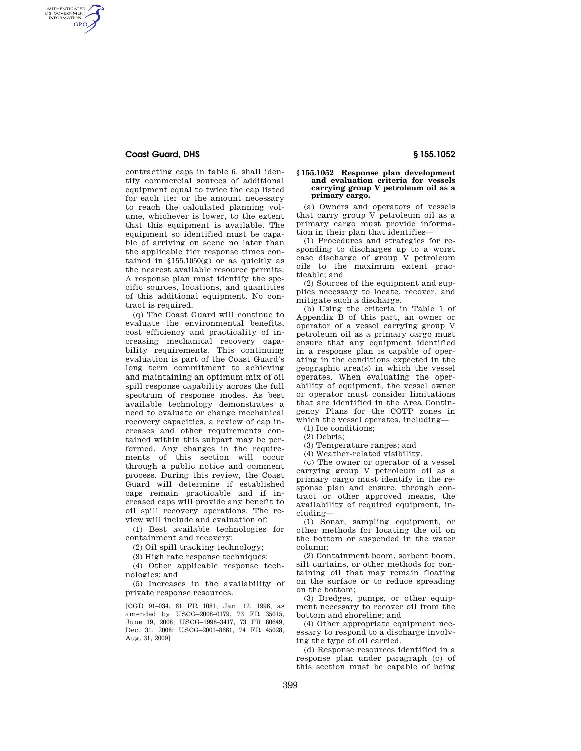contracting caps in table 6, shall identify commercial sources of additional equipment equal to twice the cap listed for each tier or the amount necessary to reach the calculated planning volume, whichever is lower, to the extent that this equipment is available. The equipment so identified must be capable of arriving on scene no later than the applicable tier response times contained in §155.1050(g) or as quickly as the nearest available resource permits. A response plan must identify the specific sources, locations, and quantities of this additional equipment. No contract is required.

(q) The Coast Guard will continue to evaluate the environmental benefits, cost efficiency and practicality of increasing mechanical recovery capability requirements. This continuing evaluation is part of the Coast Guard's long term commitment to achieving and maintaining an optimum mix of oil spill response capability across the full spectrum of response modes. As best available technology demonstrates a need to evaluate or change mechanical recovery capacities, a review of cap increases and other requirements contained within this subpart may be performed. Any changes in the requirements of this section will occur through a public notice and comment process. During this review, the Coast Guard will determine if established caps remain practicable and if increased caps will provide any benefit to oil spill recovery operations. The review will include and evaluation of:

(1) Best available technologies for containment and recovery;

(2) Oil spill tracking technology;

(3) High rate response techniques;

(4) Other applicable response technologies; and

(5) Increases in the availability of private response resources.

[CGD 91–034, 61 FR 1081, Jan. 12, 1996, as amended by USCG–2008–0179, 73 FR 35015, June 19, 2008; USCG–1998–3417, 73 FR 80649, Dec. 31, 2008; USCG–2001–8661, 74 FR 45028, Aug. 31, 2009]

## §155.1052 Response plan development and evaluation criteria for vessels carrying group V petroleum oil as a primary cargo.

(a) Owners and operators of vessels that carry group V petroleum oil as a primary cargo must provide information in their plan that identifies—

(1) Procedures and strategies for responding to discharges up to a worst case discharge of group V petroleum oils to the maximum extent practicable; and

(2) Sources of the equipment and supplies necessary to locate, recover, and mitigate such a discharge.

(b) Using the criteria in Table 1 of Appendix B of this part, an owner or operator of a vessel carrying group V petroleum oil as a primary cargo must ensure that any equipment identified in a response plan is capable of operating in the conditions expected in the geographic area(s) in which the vessel operates. When evaluating the operability of equipment, the vessel owner or operator must consider limitations that are identified in the Area Contingency Plans for the COTP zones in which the vessel operates, including—

(1) Ice conditions;

(2) Debris;

(3) Temperature ranges; and

(4) Weather-related visibility.

(c) The owner or operator of a vessel carrying group V petroleum oil as a primary cargo must identify in the response plan and ensure, through contract or other approved means, the availability of required equipment, including—

(1) Sonar, sampling equipment, or other methods for locating the oil on the bottom or suspended in the water column;

(2) Containment boom, sorbent boom, silt curtains, or other methods for containing oil that may remain floating on the surface or to reduce spreading on the bottom;

(3) Dredges, pumps, or other equipment necessary to recover oil from the bottom and shoreline; and

(4) Other appropriate equipment necessary to respond to a discharge involving the type of oil carried.

(d) Response resources identified in a response plan under paragraph (c) of this section must be capable of being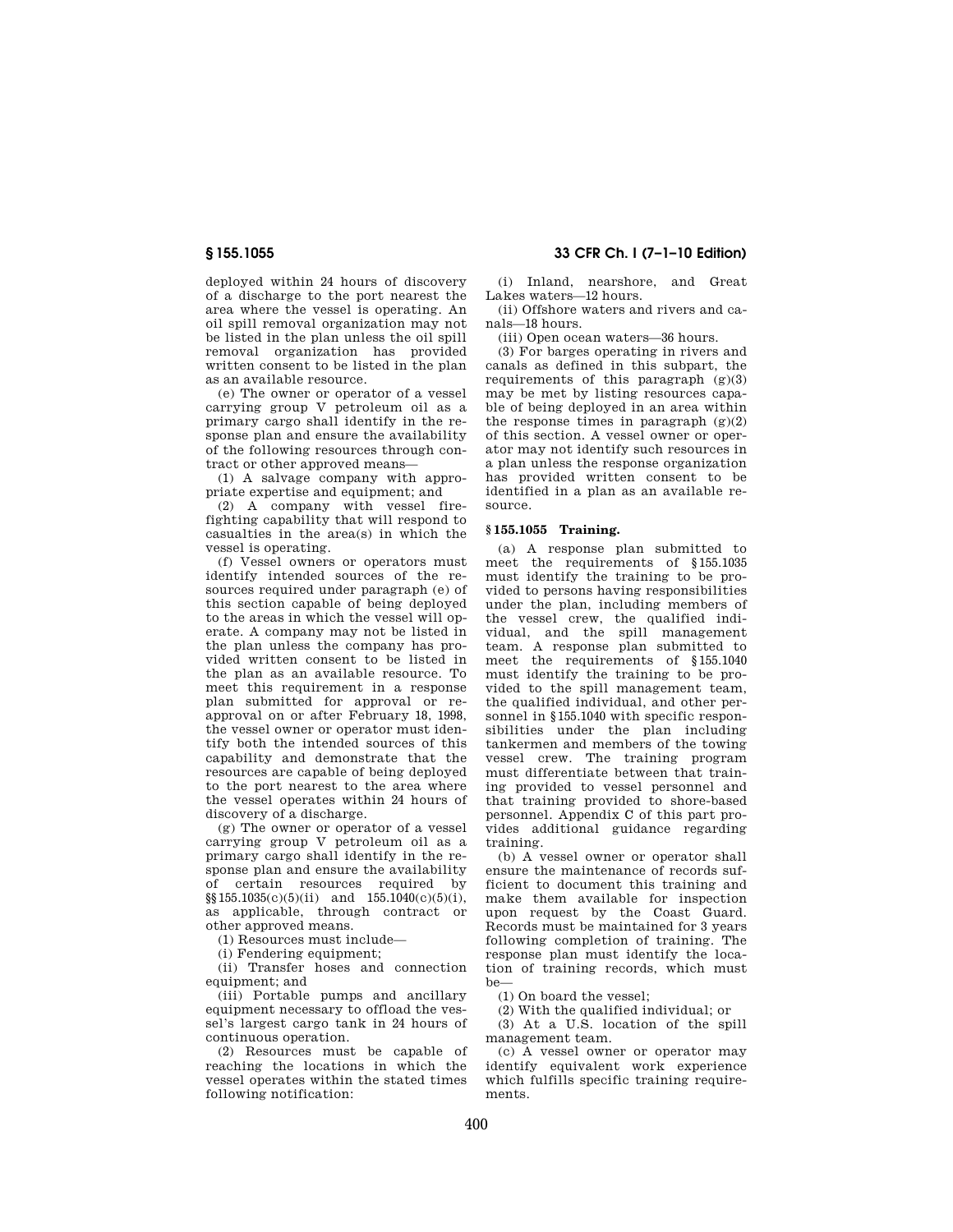deployed within 24 hours of discovery of a discharge to the port nearest the area where the vessel is operating. An oil spill removal organization may not be listed in the plan unless the oil spill removal organization has provided written consent to be listed in the plan as an available resource.

(e) The owner or operator of a vessel carrying group V petroleum oil as a primary cargo shall identify in the response plan and ensure the availability of the following resources through contract or other approved means—

(1) A salvage company with appropriate expertise and equipment; and

(2) A company with vessel firefighting capability that will respond to casualties in the area(s) in which the vessel is operating.

(f) Vessel owners or operators must identify intended sources of the resources required under paragraph (e) of this section capable of being deployed to the areas in which the vessel will operate. A company may not be listed in the plan unless the company has provided written consent to be listed in the plan as an available resource. To meet this requirement in a response plan submitted for approval or reapproval on or after February 18, 1998, the vessel owner or operator must identify both the intended sources of this capability and demonstrate that the resources are capable of being deployed to the port nearest to the area where the vessel operates within 24 hours of discovery of a discharge.

(g) The owner or operator of a vessel carrying group V petroleum oil as a primary cargo shall identify in the response plan and ensure the availability of certain resources required by §§155.1035(c)(5)(ii) and 155.1040(c)(5)(i), as applicable, through contract or other approved means.

(1) Resources must include—

(i) Fendering equipment;

(ii) Transfer hoses and connection equipment; and

(iii) Portable pumps and ancillary equipment necessary to offload the vessel's largest cargo tank in 24 hours of continuous operation.

(2) Resources must be capable of reaching the locations in which the vessel operates within the stated times following notification:

(i) Inland, nearshore, and Great Lakes waters—12 hours.

(ii) Offshore waters and rivers and canals—18 hours.

(iii) Open ocean waters—36 hours.

(3) For barges operating in rivers and canals as defined in this subpart, the requirements of this paragraph (g)(3) may be met by listing resources capable of being deployed in an area within the response times in paragraph (g)(2) of this section. A vessel owner or operator may not identify such resources in a plan unless the response organization has provided written consent to be identified in a plan as an available resource.

## § 155.1055 Training.

(a) A response plan submitted to meet the requirements of §155.1035 must identify the training to be provided to persons having responsibilities under the plan, including members of the vessel crew, the qualified individual, and the spill management team. A response plan submitted to meet the requirements of §155.1040 must identify the training to be provided to the spill management team, the qualified individual, and other personnel in §155.1040 with specific responsibilities under the plan including tankermen and members of the towing vessel crew. The training program must differentiate between that training provided to vessel personnel and that training provided to shore-based personnel. Appendix C of this part provides additional guidance regarding training.

(b) A vessel owner or operator shall ensure the maintenance of records sufficient to document this training and make them available for inspection upon request by the Coast Guard. Records must be maintained for 3 years following completion of training. The response plan must identify the location of training records, which must be—

(1) On board the vessel;

(2) With the qualified individual; or

(3) At a U.S. location of the spill management team.

(c) A vessel owner or operator may identify equivalent work experience which fulfills specific training requirements.